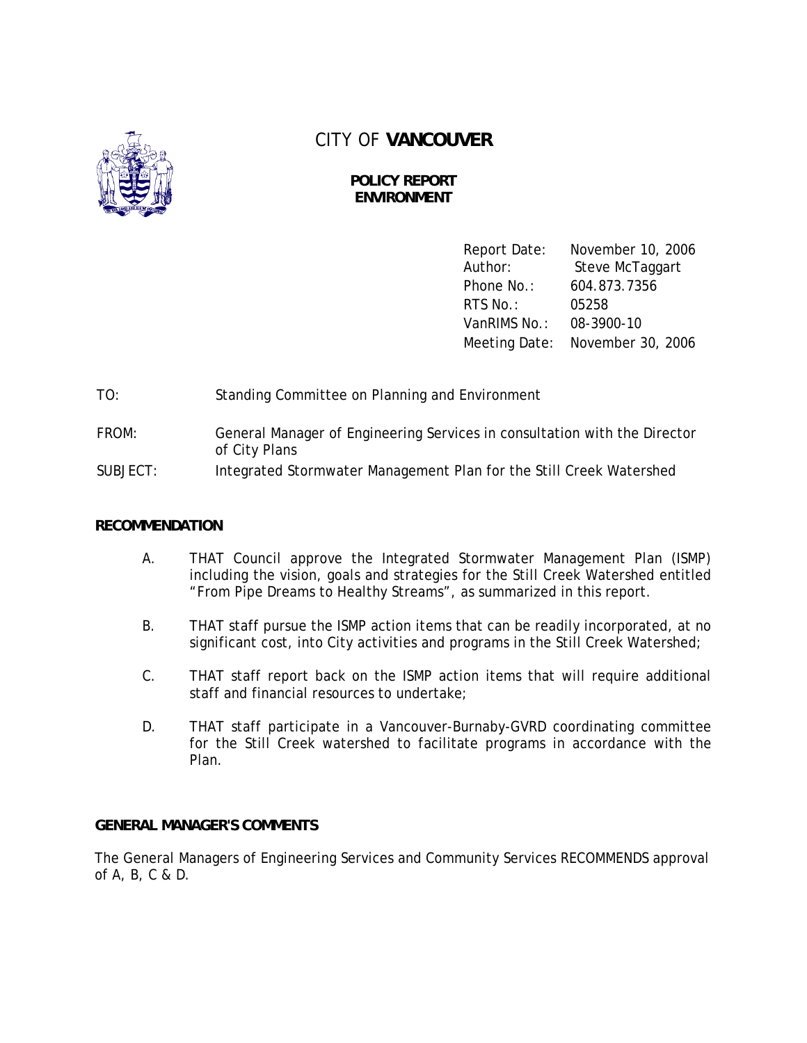# CITY OF **VANCOUVER**

**POLICY REPORT**
**ENVIRONMENT**

| | |
|---|---|
| Report Date: | November 10, 2006 |
| Author: | Steve McTaggart |
| Phone No.: | 604.873.7356 |
| RTS No.: | 05258 |
| VanRIMS No.: | 08-3900-10 |
| Meeting Date: | November 30, 2006 |

TO: Standing Committee on Planning and Environment

FROM: General Manager of Engineering Services in consultation with the Director of City Plans

SUBJECT: Integrated Stormwater Management Plan for the Still Creek Watershed

## RECOMMENDATION

A. THAT Council approve the Integrated Stormwater Management Plan (ISMP) including the vision, goals and strategies for the Still Creek Watershed entitled "From Pipe Dreams to Healthy Streams", as summarized in this report.

B. THAT staff pursue the ISMP action items that can be readily incorporated, at no significant cost, into City activities and programs in the Still Creek Watershed;

C. THAT staff report back on the ISMP action items that will require additional staff and financial resources to undertake;

D. THAT staff participate in a Vancouver-Burnaby-GVRD coordinating committee for the Still Creek watershed to facilitate programs in accordance with the Plan.

## GENERAL MANAGER'S COMMENTS

The General Managers of Engineering Services and Community Services RECOMMENDS approval of A, B, C & D.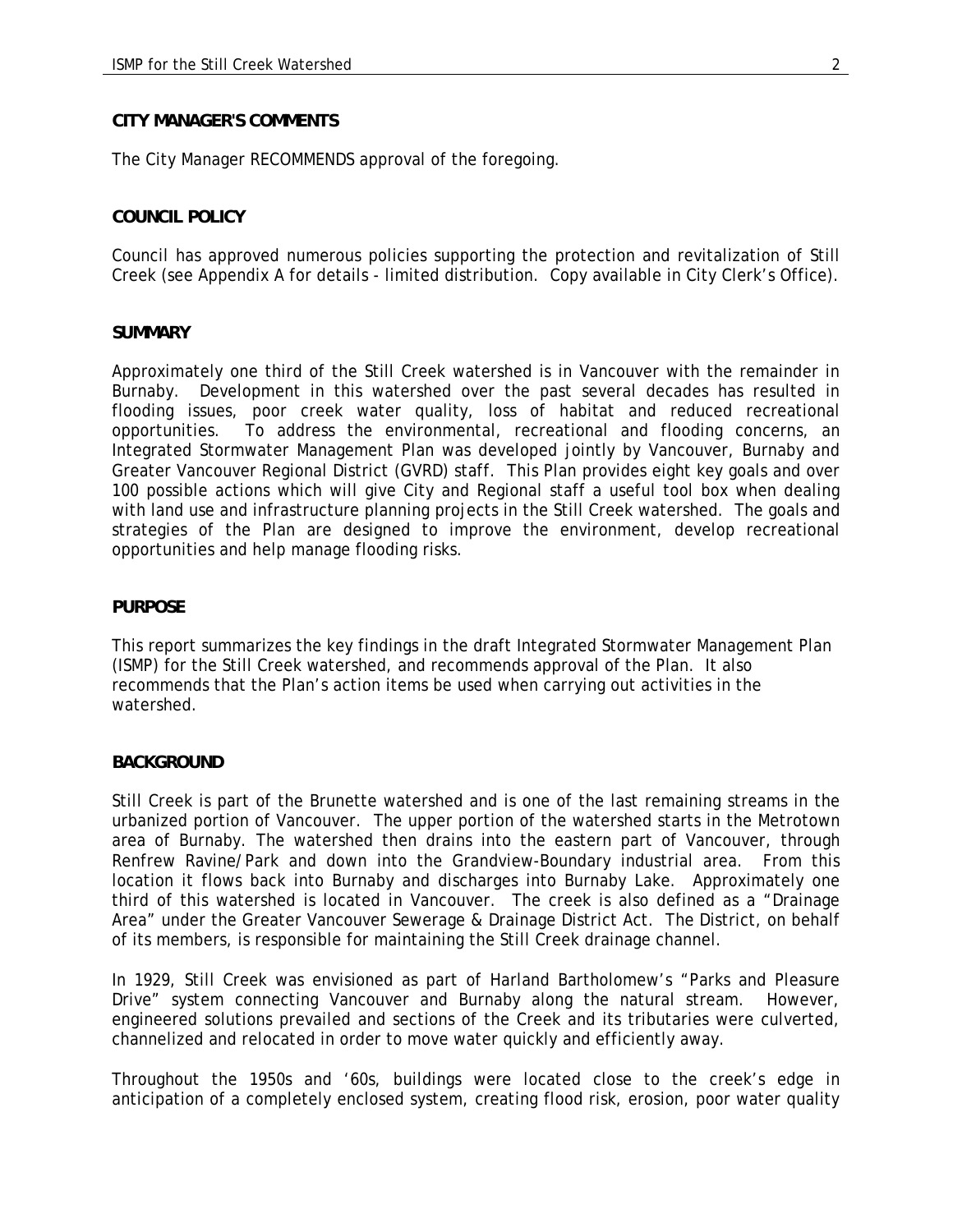**CITY MANAGER'S COMMENTS**

The City Manager RECOMMENDS approval of the foregoing.

**COUNCIL POLICY**

Council has approved numerous policies supporting the protection and revitalization of Still Creek (see Appendix A for details - limited distribution. Copy available in City Clerk's Office).

**SUMMARY**

Approximately one third of the Still Creek watershed is in Vancouver with the remainder in Burnaby. Development in this watershed over the past several decades has resulted in flooding issues, poor creek water quality, loss of habitat and reduced recreational opportunities. To address the environmental, recreational and flooding concerns, an Integrated Stormwater Management Plan was developed jointly by Vancouver, Burnaby and Greater Vancouver Regional District (GVRD) staff. This Plan provides eight key goals and over 100 possible actions which will give City and Regional staff a useful tool box when dealing with land use and infrastructure planning projects in the Still Creek watershed. The goals and strategies of the Plan are designed to improve the environment, develop recreational opportunities and help manage flooding risks.

**PURPOSE**

This report summarizes the key findings in the draft Integrated Stormwater Management Plan (ISMP) for the Still Creek watershed, and recommends approval of the Plan. It also recommends that the Plan's action items be used when carrying out activities in the watershed.

**BACKGROUND**

Still Creek is part of the Brunette watershed and is one of the last remaining streams in the urbanized portion of Vancouver. The upper portion of the watershed starts in the Metrotown area of Burnaby. The watershed then drains into the eastern part of Vancouver, through Renfrew Ravine/Park and down into the Grandview-Boundary industrial area. From this location it flows back into Burnaby and discharges into Burnaby Lake. Approximately one third of this watershed is located in Vancouver. The creek is also defined as a "Drainage Area" under the Greater Vancouver Sewerage & Drainage District Act. The District, on behalf of its members, is responsible for maintaining the Still Creek drainage channel.

In 1929, Still Creek was envisioned as part of Harland Bartholomew's "Parks and Pleasure Drive" system connecting Vancouver and Burnaby along the natural stream. However, engineered solutions prevailed and sections of the Creek and its tributaries were culverted, channelized and relocated in order to move water quickly and efficiently away.

Throughout the 1950s and '60s, buildings were located close to the creek's edge in anticipation of a completely enclosed system, creating flood risk, erosion, poor water quality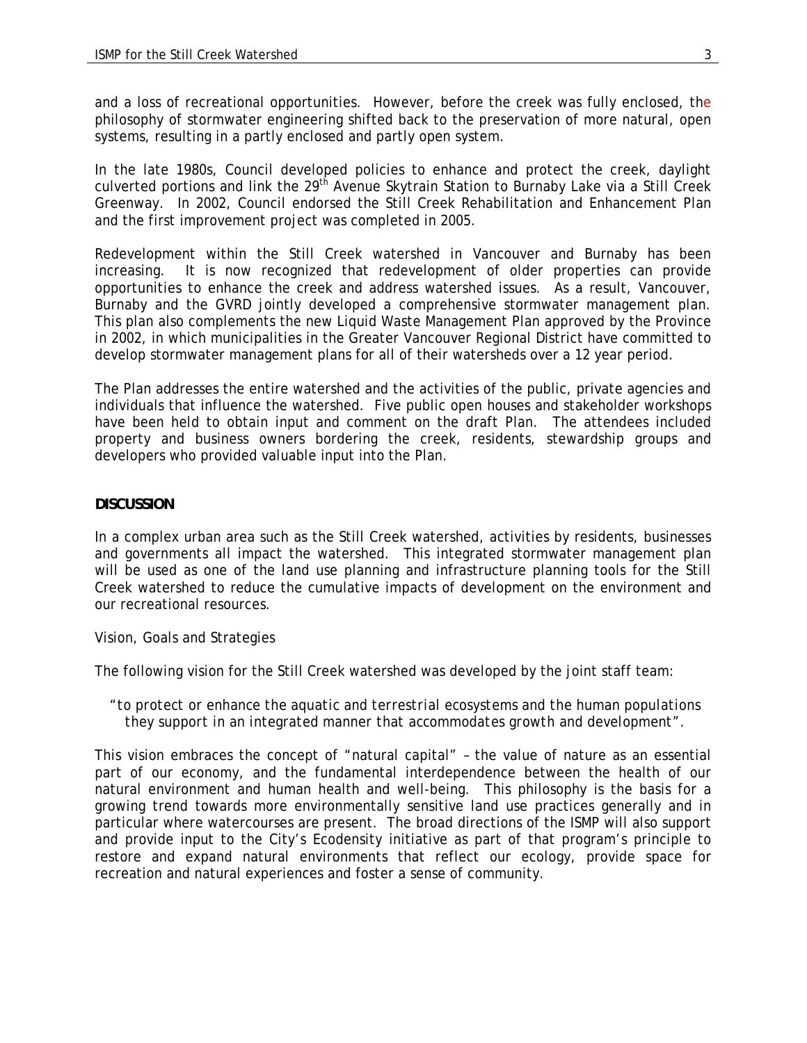and a loss of recreational opportunities. However, before the creek was fully enclosed, the philosophy of stormwater engineering shifted back to the preservation of more natural, open systems, resulting in a partly enclosed and partly open system.

In the late 1980s, Council developed policies to enhance and protect the creek, daylight culverted portions and link the 29th Avenue Skytrain Station to Burnaby Lake via a Still Creek Greenway. In 2002, Council endorsed the Still Creek Rehabilitation and Enhancement Plan and the first improvement project was completed in 2005.

Redevelopment within the Still Creek watershed in Vancouver and Burnaby has been increasing. It is now recognized that redevelopment of older properties can provide opportunities to enhance the creek and address watershed issues. As a result, Vancouver, Burnaby and the GVRD jointly developed a comprehensive stormwater management plan. This plan also complements the new Liquid Waste Management Plan approved by the Province in 2002, in which municipalities in the Greater Vancouver Regional District have committed to develop stormwater management plans for all of their watersheds over a 12 year period.

The Plan addresses the entire watershed and the activities of the public, private agencies and individuals that influence the watershed. Five public open houses and stakeholder workshops have been held to obtain input and comment on the draft Plan. The attendees included property and business owners bordering the creek, residents, stewardship groups and developers who provided valuable input into the Plan.

## DISCUSSION

In a complex urban area such as the Still Creek watershed, activities by residents, businesses and governments all impact the watershed. This integrated stormwater management plan will be used as one of the land use planning and infrastructure planning tools for the Still Creek watershed to reduce the cumulative impacts of development on the environment and our recreational resources.

*Vision, Goals and Strategies*

The following vision for the Still Creek watershed was developed by the joint staff team:

> *"to protect or enhance the aquatic and terrestrial ecosystems and the human populations they support in an integrated manner that accommodates growth and development".*

This vision embraces the concept of "natural capital" – the value of nature as an essential part of our economy, and the fundamental interdependence between the health of our natural environment and human health and well-being. This philosophy is the basis for a growing trend towards more environmentally sensitive land use practices generally and in particular where watercourses are present. The broad directions of the ISMP will also support and provide input to the City's Ecodensity initiative as part of that program's principle to restore and expand natural environments that reflect our ecology, provide space for recreation and natural experiences and foster a sense of community.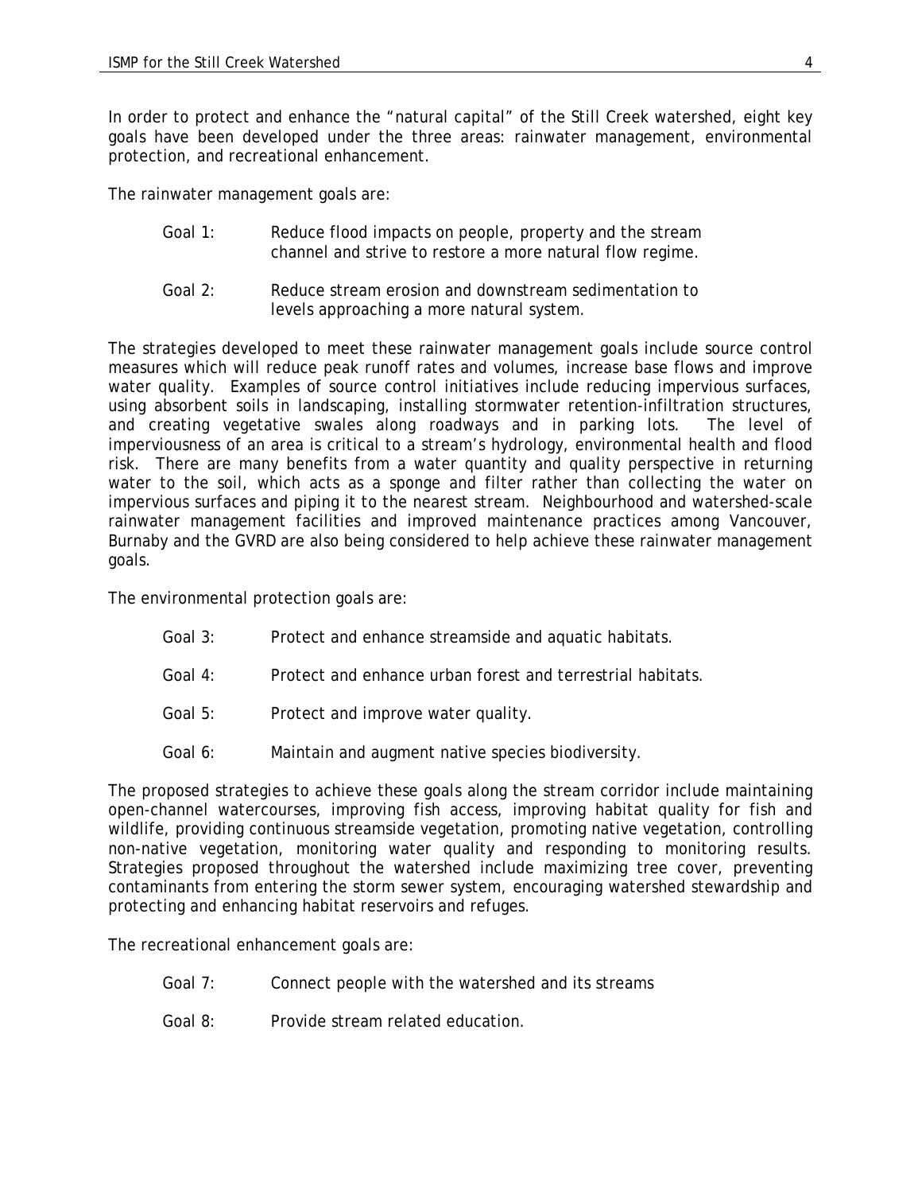In order to protect and enhance the "natural capital" of the Still Creek watershed, eight key goals have been developed under the three areas: rainwater management, environmental protection, and recreational enhancement.

The rainwater management goals are:

Goal 1: Reduce flood impacts on people, property and the stream channel and strive to restore a more natural flow regime.

Goal 2: Reduce stream erosion and downstream sedimentation to levels approaching a more natural system.

The strategies developed to meet these rainwater management goals include source control measures which will reduce peak runoff rates and volumes, increase base flows and improve water quality. Examples of source control initiatives include reducing impervious surfaces, using absorbent soils in landscaping, installing stormwater retention-infiltration structures, and creating vegetative swales along roadways and in parking lots. The level of imperviousness of an area is critical to a stream's hydrology, environmental health and flood risk. There are many benefits from a water quantity and quality perspective in returning water to the soil, which acts as a sponge and filter rather than collecting the water on impervious surfaces and piping it to the nearest stream. Neighbourhood and watershed-scale rainwater management facilities and improved maintenance practices among Vancouver, Burnaby and the GVRD are also being considered to help achieve these rainwater management goals.

The environmental protection goals are:

Goal 3: Protect and enhance streamside and aquatic habitats.

Goal 4: Protect and enhance urban forest and terrestrial habitats.

Goal 5: Protect and improve water quality.

Goal 6: Maintain and augment native species biodiversity.

The proposed strategies to achieve these goals along the stream corridor include maintaining open-channel watercourses, improving fish access, improving habitat quality for fish and wildlife, providing continuous streamside vegetation, promoting native vegetation, controlling non-native vegetation, monitoring water quality and responding to monitoring results. Strategies proposed throughout the watershed include maximizing tree cover, preventing contaminants from entering the storm sewer system, encouraging watershed stewardship and protecting and enhancing habitat reservoirs and refuges.

The recreational enhancement goals are:

Goal 7: Connect people with the watershed and its streams

Goal 8: Provide stream related education.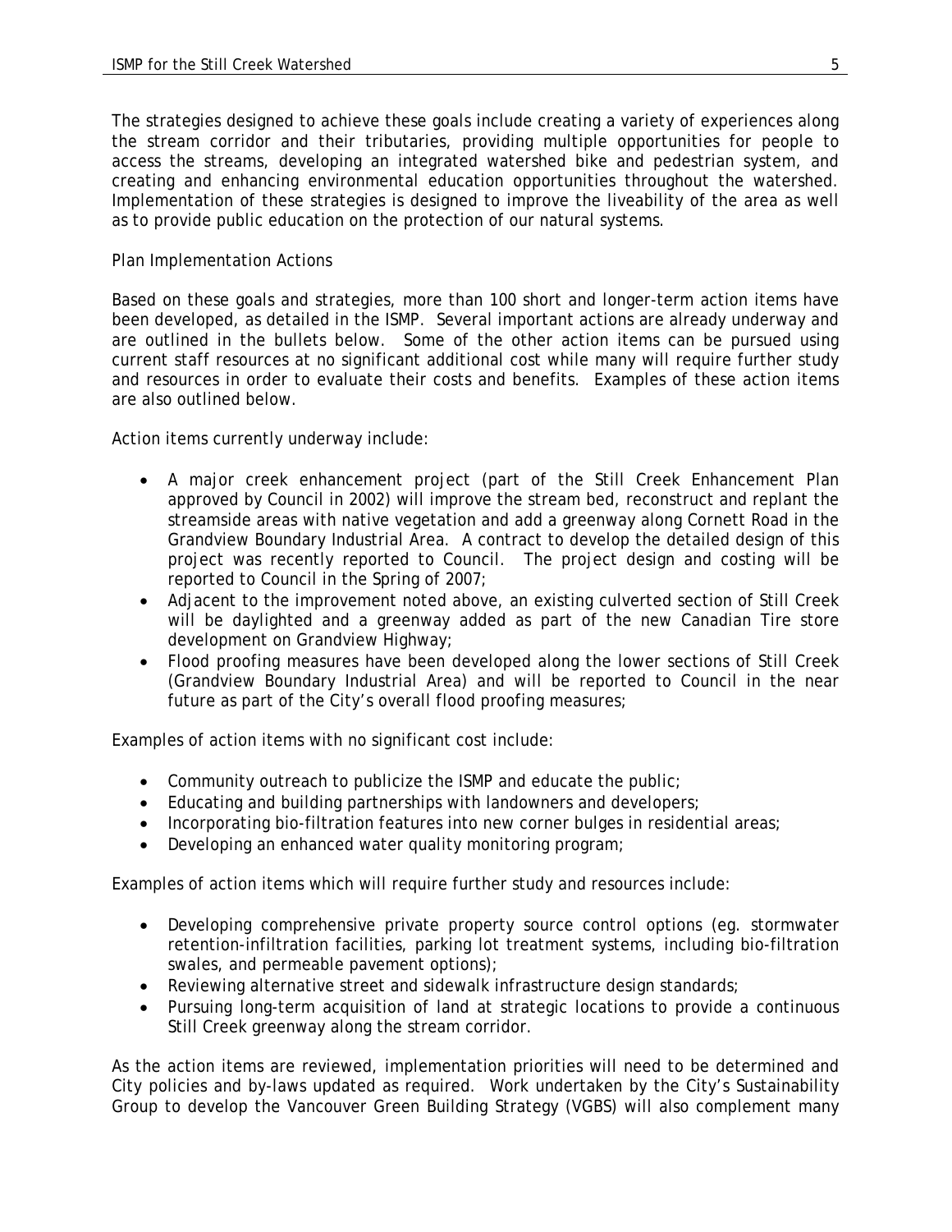The strategies designed to achieve these goals include creating a variety of experiences along the stream corridor and their tributaries, providing multiple opportunities for people to access the streams, developing an integrated watershed bike and pedestrian system, and creating and enhancing environmental education opportunities throughout the watershed. Implementation of these strategies is designed to improve the liveability of the area as well as to provide public education on the protection of our natural systems.

Plan Implementation Actions

Based on these goals and strategies, more than 100 short and longer-term action items have been developed, as detailed in the ISMP. Several important actions are already underway and are outlined in the bullets below. Some of the other action items can be pursued using current staff resources at no significant additional cost while many will require further study and resources in order to evaluate their costs and benefits. Examples of these action items are also outlined below.

Action items currently underway include:

- A major creek enhancement project (part of the Still Creek Enhancement Plan approved by Council in 2002) will improve the stream bed, reconstruct and replant the streamside areas with native vegetation and add a greenway along Cornett Road in the Grandview Boundary Industrial Area. A contract to develop the detailed design of this project was recently reported to Council. The project design and costing will be reported to Council in the Spring of 2007;
- Adjacent to the improvement noted above, an existing culverted section of Still Creek will be daylighted and a greenway added as part of the new Canadian Tire store development on Grandview Highway;
- Flood proofing measures have been developed along the lower sections of Still Creek (Grandview Boundary Industrial Area) and will be reported to Council in the near future as part of the City's overall flood proofing measures;

Examples of action items with no significant cost include:

- Community outreach to publicize the ISMP and educate the public;
- Educating and building partnerships with landowners and developers;
- Incorporating bio-filtration features into new corner bulges in residential areas;
- Developing an enhanced water quality monitoring program;

Examples of action items which will require further study and resources include:

- Developing comprehensive private property source control options (eg. stormwater retention-infiltration facilities, parking lot treatment systems, including bio-filtration swales, and permeable pavement options);
- Reviewing alternative street and sidewalk infrastructure design standards;
- Pursuing long-term acquisition of land at strategic locations to provide a continuous Still Creek greenway along the stream corridor.

As the action items are reviewed, implementation priorities will need to be determined and City policies and by-laws updated as required. Work undertaken by the City's Sustainability Group to develop the Vancouver Green Building Strategy (VGBS) will also complement many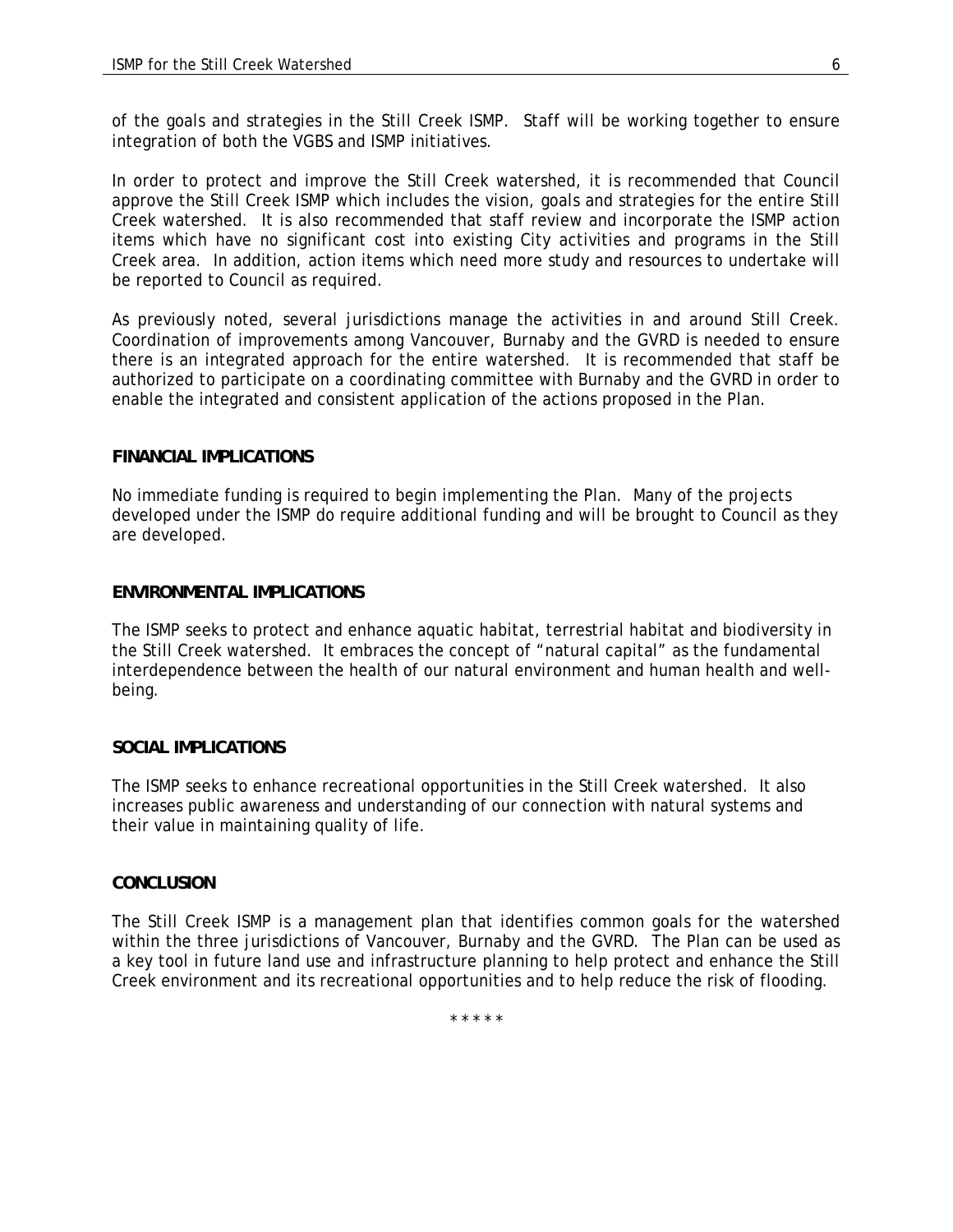of the goals and strategies in the Still Creek ISMP. Staff will be working together to ensure integration of both the VGBS and ISMP initiatives.

In order to protect and improve the Still Creek watershed, it is recommended that Council approve the Still Creek ISMP which includes the vision, goals and strategies for the entire Still Creek watershed. It is also recommended that staff review and incorporate the ISMP action items which have no significant cost into existing City activities and programs in the Still Creek area. In addition, action items which need more study and resources to undertake will be reported to Council as required.

As previously noted, several jurisdictions manage the activities in and around Still Creek. Coordination of improvements among Vancouver, Burnaby and the GVRD is needed to ensure there is an integrated approach for the entire watershed. It is recommended that staff be authorized to participate on a coordinating committee with Burnaby and the GVRD in order to enable the integrated and consistent application of the actions proposed in the Plan.

## FINANCIAL IMPLICATIONS

No immediate funding is required to begin implementing the Plan. Many of the projects developed under the ISMP do require additional funding and will be brought to Council as they are developed.

## ENVIRONMENTAL IMPLICATIONS

The ISMP seeks to protect and enhance aquatic habitat, terrestrial habitat and biodiversity in the Still Creek watershed. It embraces the concept of "natural capital" as the fundamental interdependence between the health of our natural environment and human health and well-being.

## SOCIAL IMPLICATIONS

The ISMP seeks to enhance recreational opportunities in the Still Creek watershed. It also increases public awareness and understanding of our connection with natural systems and their value in maintaining quality of life.

## CONCLUSION

The Still Creek ISMP is a management plan that identifies common goals for the watershed within the three jurisdictions of Vancouver, Burnaby and the GVRD. The Plan can be used as a key tool in future land use and infrastructure planning to help protect and enhance the Still Creek environment and its recreational opportunities and to help reduce the risk of flooding.

\* \* \* \* \*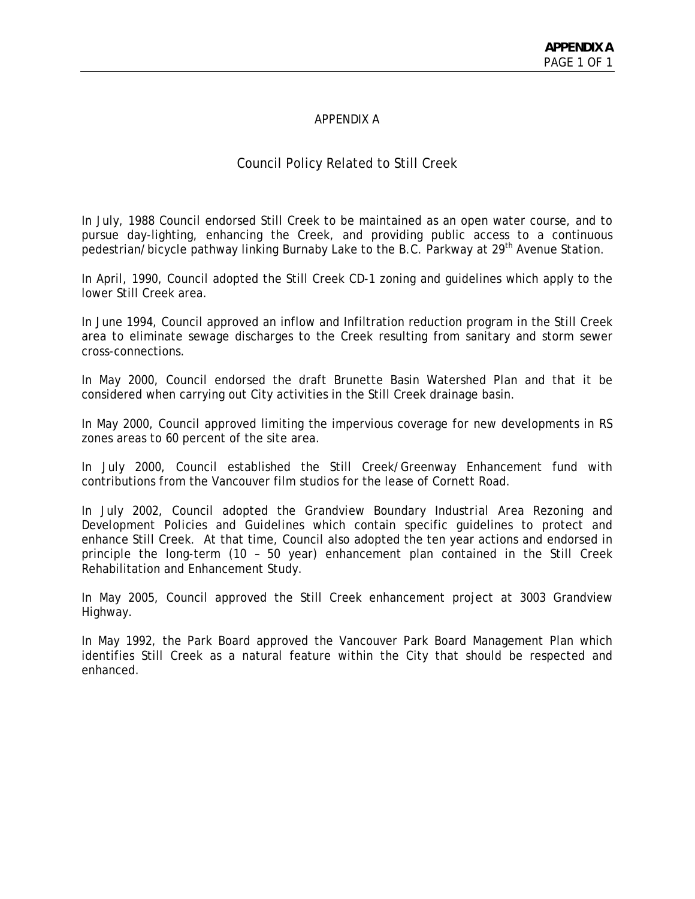# APPENDIX A

## Council Policy Related to Still Creek

In July, 1988 Council endorsed Still Creek to be maintained as an open water course, and to pursue day-lighting, enhancing the Creek, and providing public access to a continuous pedestrian/bicycle pathway linking Burnaby Lake to the B.C. Parkway at 29th Avenue Station.

In April, 1990, Council adopted the Still Creek CD-1 zoning and guidelines which apply to the lower Still Creek area.

In June 1994, Council approved an inflow and Infiltration reduction program in the Still Creek area to eliminate sewage discharges to the Creek resulting from sanitary and storm sewer cross-connections.

In May 2000, Council endorsed the draft Brunette Basin Watershed Plan and that it be considered when carrying out City activities in the Still Creek drainage basin.

In May 2000, Council approved limiting the impervious coverage for new developments in RS zones areas to 60 percent of the site area.

In July 2000, Council established the Still Creek/Greenway Enhancement fund with contributions from the Vancouver film studios for the lease of Cornett Road.

In July 2002, Council adopted the Grandview Boundary Industrial Area Rezoning and Development Policies and Guidelines which contain specific guidelines to protect and enhance Still Creek. At that time, Council also adopted the ten year actions and endorsed in principle the long-term (10 – 50 year) enhancement plan contained in the Still Creek Rehabilitation and Enhancement Study.

In May 2005, Council approved the Still Creek enhancement project at 3003 Grandview Highway.

In May 1992, the Park Board approved the Vancouver Park Board Management Plan which identifies Still Creek as a natural feature within the City that should be respected and enhanced.